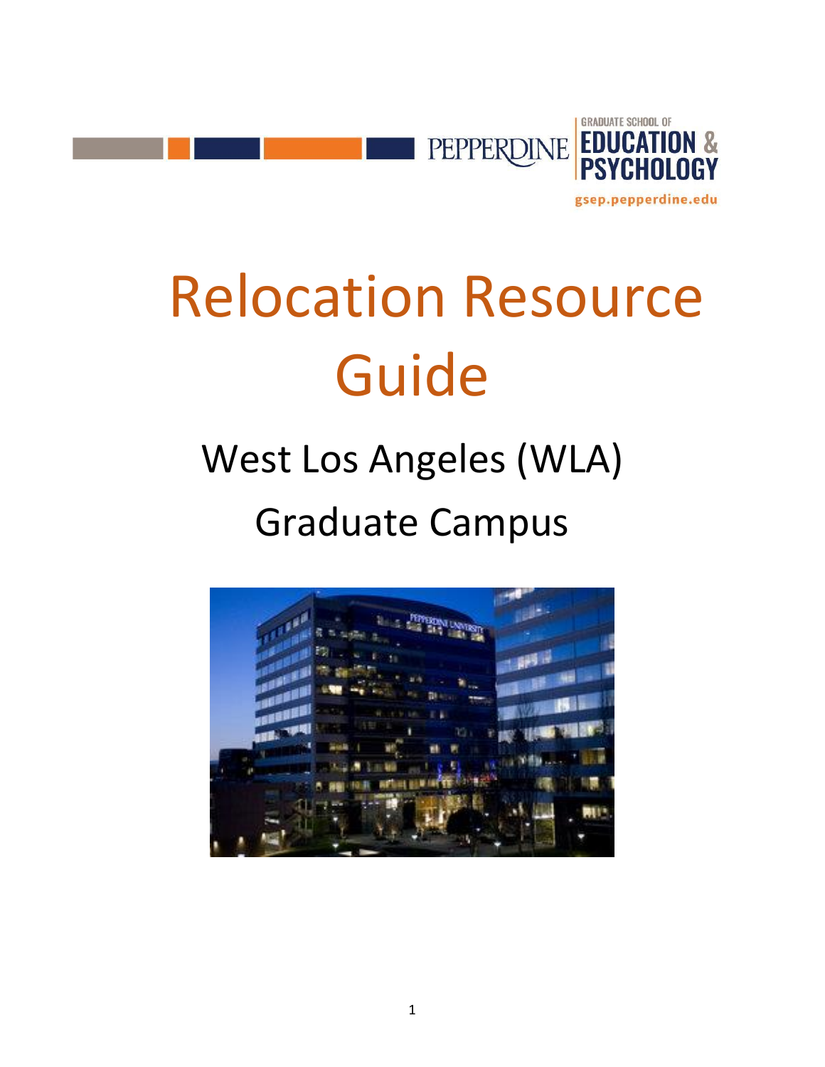PEPPERDINE | GRADUATE SCHOOL OF EDUCATION & PSYCHOLOGY

gsep.pepperdine.edu

# Relocation Resource Guide

## West Los Angeles (WLA) Graduate Campus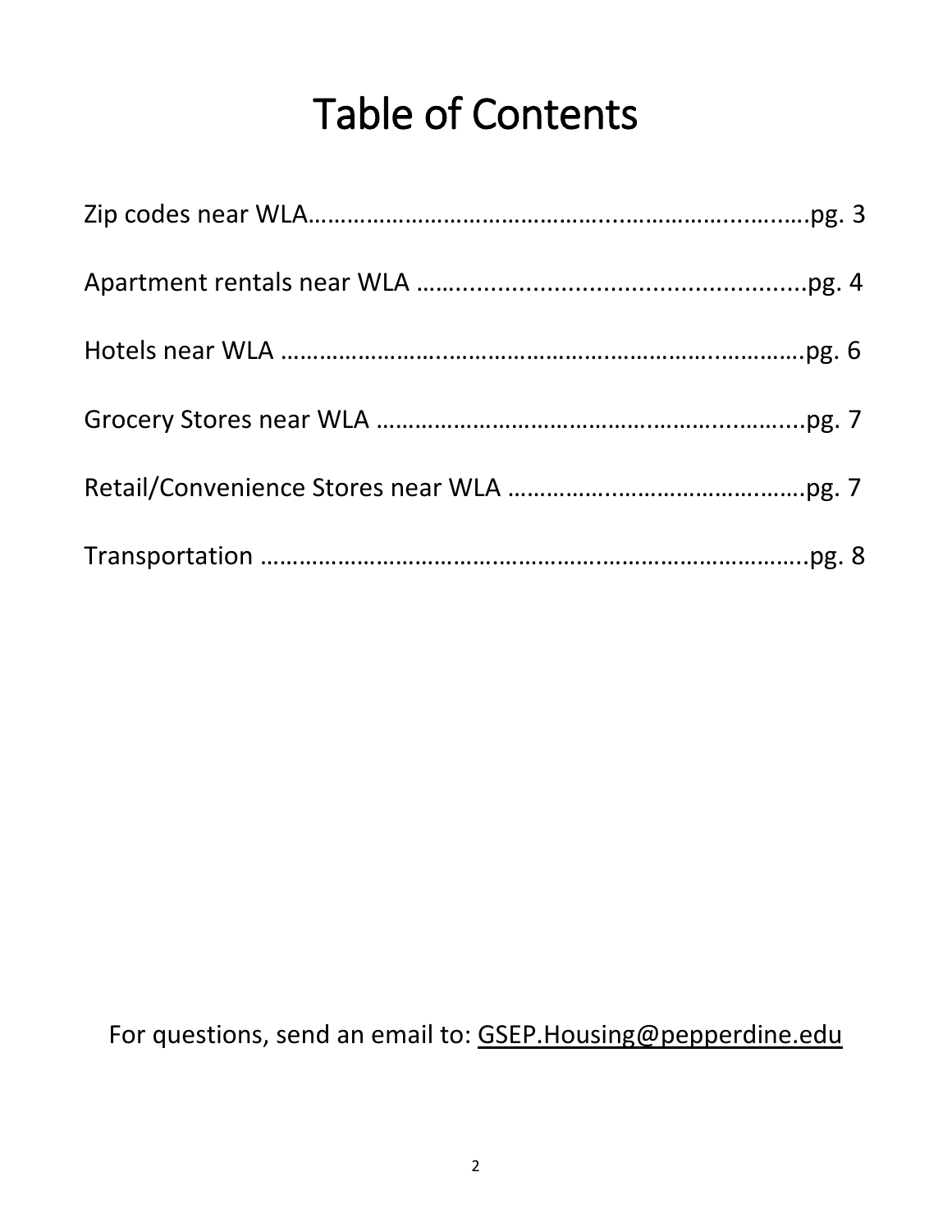# Table of Contents

Zip codes near WLA……………………………………...……………..…..….pg. 3

Apartment rentals near WLA ……...............................................pg. 4

Hotels near WLA …………………..……………………..………….………….pg. 6

Grocery Stores near WLA …………………………………..………...……....pg. 7

Retail/Convenience Stores near WLA …………..…………………….….pg. 7

Transportation ………………………………………………………………………..pg. 8

For questions, send an email to: GSEP.Housing@pepperdine.edu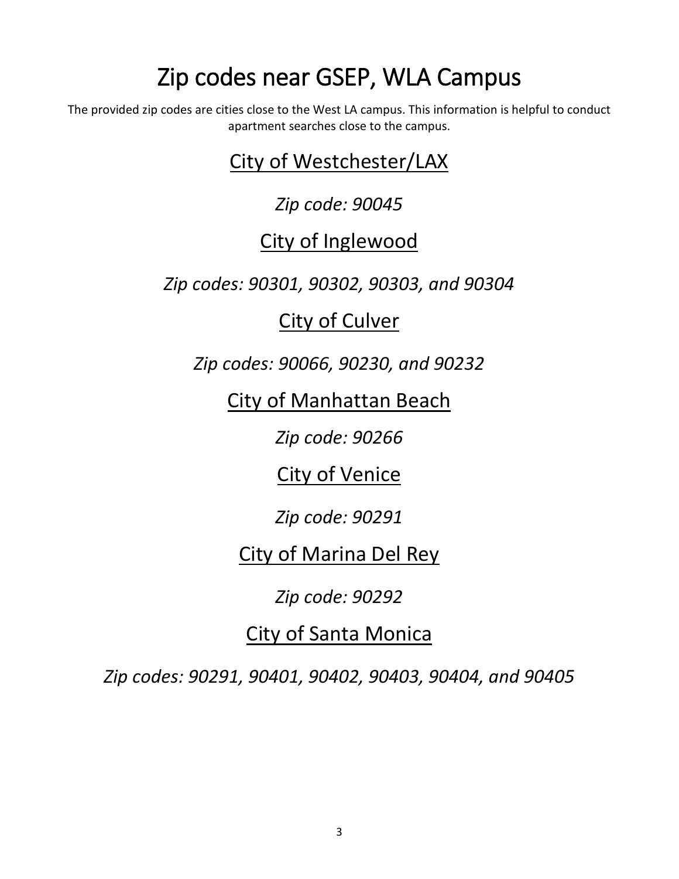# Zip codes near GSEP, WLA Campus

The provided zip codes are cities close to the West LA campus. This information is helpful to conduct apartment searches close to the campus.

## City of Westchester/LAX

*Zip code: 90045*

## City of Inglewood

*Zip codes: 90301, 90302, 90303, and 90304*

## City of Culver

*Zip codes: 90066, 90230, and 90232*

## City of Manhattan Beach

*Zip code: 90266*

## City of Venice

*Zip code: 90291*

## City of Marina Del Rey

*Zip code: 90292*

## City of Santa Monica

*Zip codes: 90291, 90401, 90402, 90403, 90404, and 90405*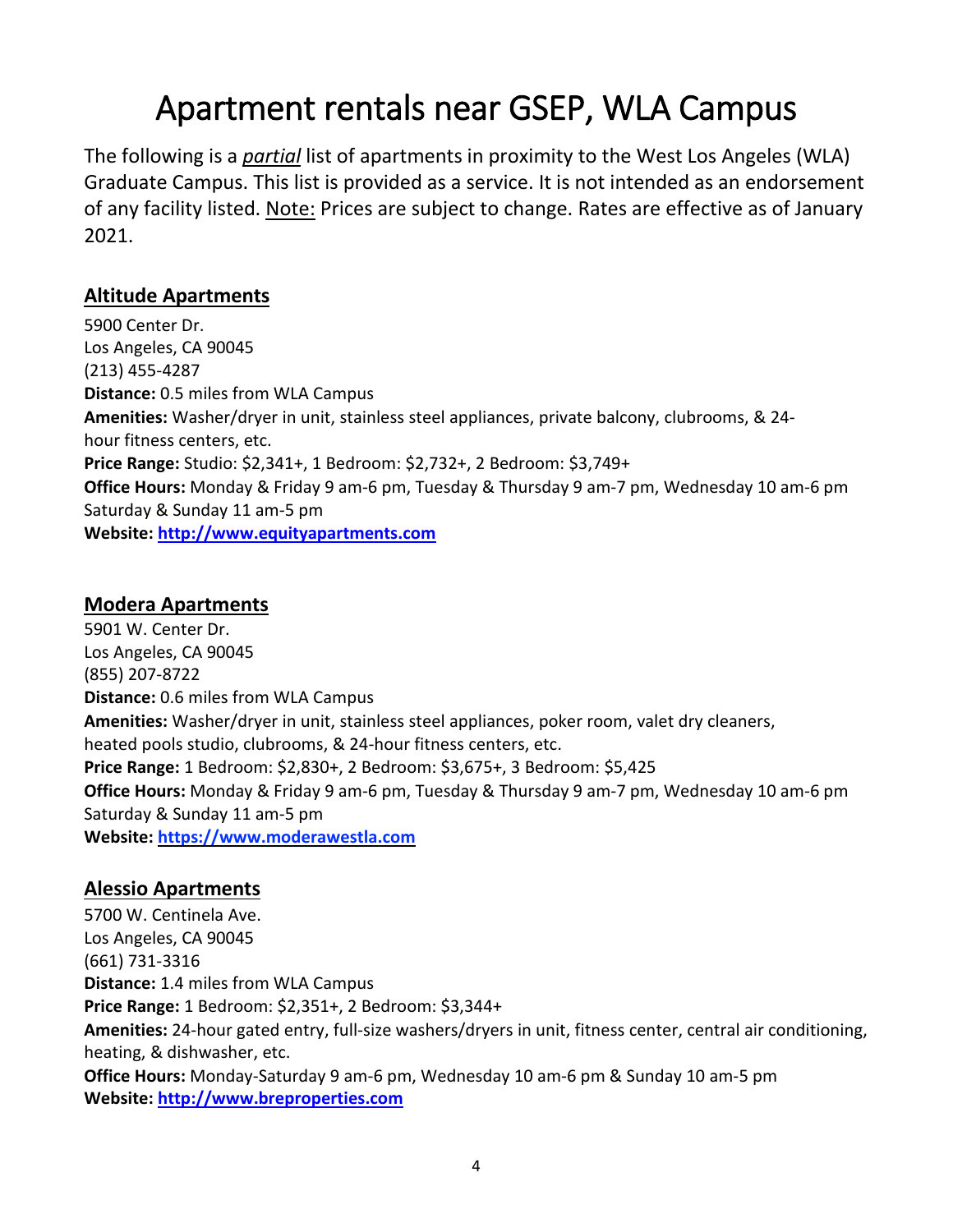# Apartment rentals near GSEP, WLA Campus

The following is a *partial* list of apartments in proximity to the West Los Angeles (WLA) Graduate Campus. This list is provided as a service. It is not intended as an endorsement of any facility listed. Note: Prices are subject to change. Rates are effective as of January 2021.

## Altitude Apartments

5900 Center Dr.
Los Angeles, CA 90045
(213) 455-4287
**Distance:** 0.5 miles from WLA Campus
**Amenities:** Washer/dryer in unit, stainless steel appliances, private balcony, clubrooms, & 24-hour fitness centers, etc.
**Price Range:** Studio: $2,341+, 1 Bedroom: $2,732+, 2 Bedroom: $3,749+
**Office Hours:** Monday & Friday 9 am-6 pm, Tuesday & Thursday 9 am-7 pm, Wednesday 10 am-6 pm Saturday & Sunday 11 am-5 pm
**Website:** [http://www.equityapartments.com](http://www.equityapartments.com)

## Modera Apartments

5901 W. Center Dr.
Los Angeles, CA 90045
(855) 207-8722
**Distance:** 0.6 miles from WLA Campus
**Amenities:** Washer/dryer in unit, stainless steel appliances, poker room, valet dry cleaners, heated pools studio, clubrooms, & 24-hour fitness centers, etc.
**Price Range:** 1 Bedroom: $2,830+, 2 Bedroom: $3,675+, 3 Bedroom: $5,425
**Office Hours:** Monday & Friday 9 am-6 pm, Tuesday & Thursday 9 am-7 pm, Wednesday 10 am-6 pm Saturday & Sunday 11 am-5 pm
**Website:** [https://www.moderawestla.com](https://www.moderawestla.com)

## Alessio Apartments

5700 W. Centinela Ave.
Los Angeles, CA 90045
(661) 731-3316
**Distance:** 1.4 miles from WLA Campus
**Price Range:** 1 Bedroom: $2,351+, 2 Bedroom: $3,344+
**Amenities:** 24-hour gated entry, full-size washers/dryers in unit, fitness center, central air conditioning, heating, & dishwasher, etc.
**Office Hours:** Monday-Saturday 9 am-6 pm, Wednesday 10 am-6 pm & Sunday 10 am-5 pm
**Website:** [http://www.breproperties.com](http://www.breproperties.com)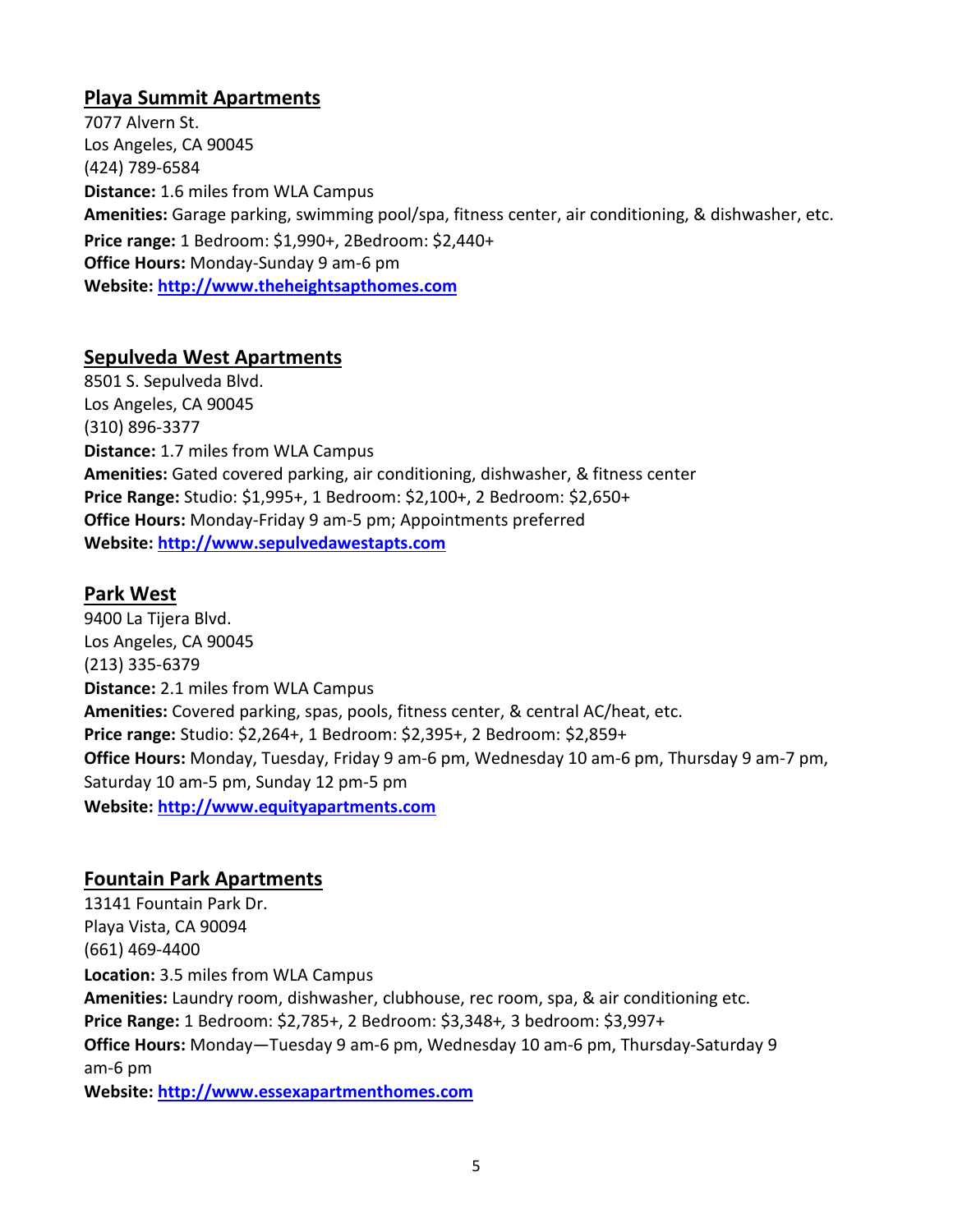## Playa Summit Apartments

7077 Alvern St.
Los Angeles, CA 90045
(424) 789-6584
**Distance:** 1.6 miles from WLA Campus
**Amenities:** Garage parking, swimming pool/spa, fitness center, air conditioning, & dishwasher, etc.
**Price range:** 1 Bedroom: $1,990+, 2Bedroom: $2,440+
**Office Hours:** Monday-Sunday 9 am-6 pm
**Website:** [http://www.theheightsapthomes.com](http://www.theheightsapthomes.com)

## Sepulveda West Apartments

8501 S. Sepulveda Blvd.
Los Angeles, CA 90045
(310) 896-3377
**Distance:** 1.7 miles from WLA Campus
**Amenities:** Gated covered parking, air conditioning, dishwasher, & fitness center
**Price Range:** Studio: $1,995+, 1 Bedroom: $2,100+, 2 Bedroom: $2,650+
**Office Hours:** Monday-Friday 9 am-5 pm; Appointments preferred
**Website:** [http://www.sepulvedawestapts.com](http://www.sepulvedawestapts.com)

## Park West

9400 La Tijera Blvd.
Los Angeles, CA 90045
(213) 335-6379
**Distance:** 2.1 miles from WLA Campus
**Amenities:** Covered parking, spas, pools, fitness center, & central AC/heat, etc.
**Price range:** Studio: $2,264+, 1 Bedroom: $2,395+, 2 Bedroom: $2,859+
**Office Hours:** Monday, Tuesday, Friday 9 am-6 pm, Wednesday 10 am-6 pm, Thursday 9 am-7 pm, Saturday 10 am-5 pm, Sunday 12 pm-5 pm
**Website:** [http://www.equityapartments.com](http://www.equityapartments.com)

## Fountain Park Apartments

13141 Fountain Park Dr.
Playa Vista, CA 90094
(661) 469-4400
**Location:** 3.5 miles from WLA Campus
**Amenities:** Laundry room, dishwasher, clubhouse, rec room, spa, & air conditioning etc.
**Price Range:** 1 Bedroom: $2,785+, 2 Bedroom: $3,348+, 3 bedroom: $3,997+
**Office Hours:** Monday—Tuesday 9 am-6 pm, Wednesday 10 am-6 pm, Thursday-Saturday 9 am-6 pm
**Website:** [http://www.essexapartmenthomes.com](http://www.essexapartmenthomes.com)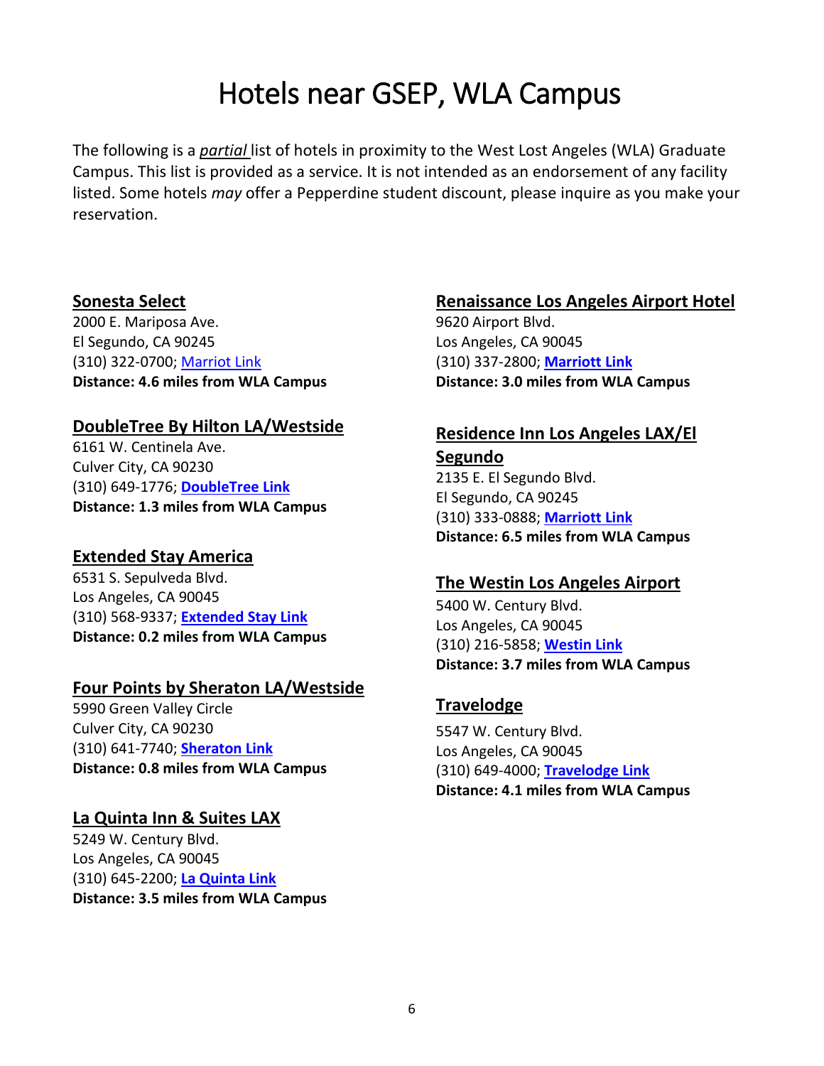# Hotels near GSEP, WLA Campus

The following is a *partial* list of hotels in proximity to the West Lost Angeles (WLA) Graduate Campus. This list is provided as a service. It is not intended as an endorsement of any facility listed. Some hotels *may* offer a Pepperdine student discount, please inquire as you make your reservation.

**Sonesta Select**
2000 E. Mariposa Ave.
El Segundo, CA 90245
(310) 322-0700; Marriot Link
**Distance: 4.6 miles from WLA Campus**

**DoubleTree By Hilton LA/Westside**
6161 W. Centinela Ave.
Culver City, CA 90230
(310) 649-1776; **DoubleTree Link**
**Distance: 1.3 miles from WLA Campus**

**Extended Stay America**
6531 S. Sepulveda Blvd.
Los Angeles, CA 90045
(310) 568-9337; **Extended Stay Link**
**Distance: 0.2 miles from WLA Campus**

**Four Points by Sheraton LA/Westside**
5990 Green Valley Circle
Culver City, CA 90230
(310) 641-7740; **Sheraton Link**
**Distance: 0.8 miles from WLA Campus**

**La Quinta Inn & Suites LAX**
5249 W. Century Blvd.
Los Angeles, CA 90045
(310) 645-2200; **La Quinta Link**
**Distance: 3.5 miles from WLA Campus**

**Renaissance Los Angeles Airport Hotel**
9620 Airport Blvd.
Los Angeles, CA 90045
(310) 337-2800; **Marriott Link**
**Distance: 3.0 miles from WLA Campus**

**Residence Inn Los Angeles LAX/El Segundo**
2135 E. El Segundo Blvd.
El Segundo, CA 90245
(310) 333-0888; **Marriott Link**
**Distance: 6.5 miles from WLA Campus**

**The Westin Los Angeles Airport**
5400 W. Century Blvd.
Los Angeles, CA 90045
(310) 216-5858; **Westin Link**
**Distance: 3.7 miles from WLA Campus**

**Travelodge**
5547 W. Century Blvd.
Los Angeles, CA 90045
(310) 649-4000; **Travelodge Link**
**Distance: 4.1 miles from WLA Campus**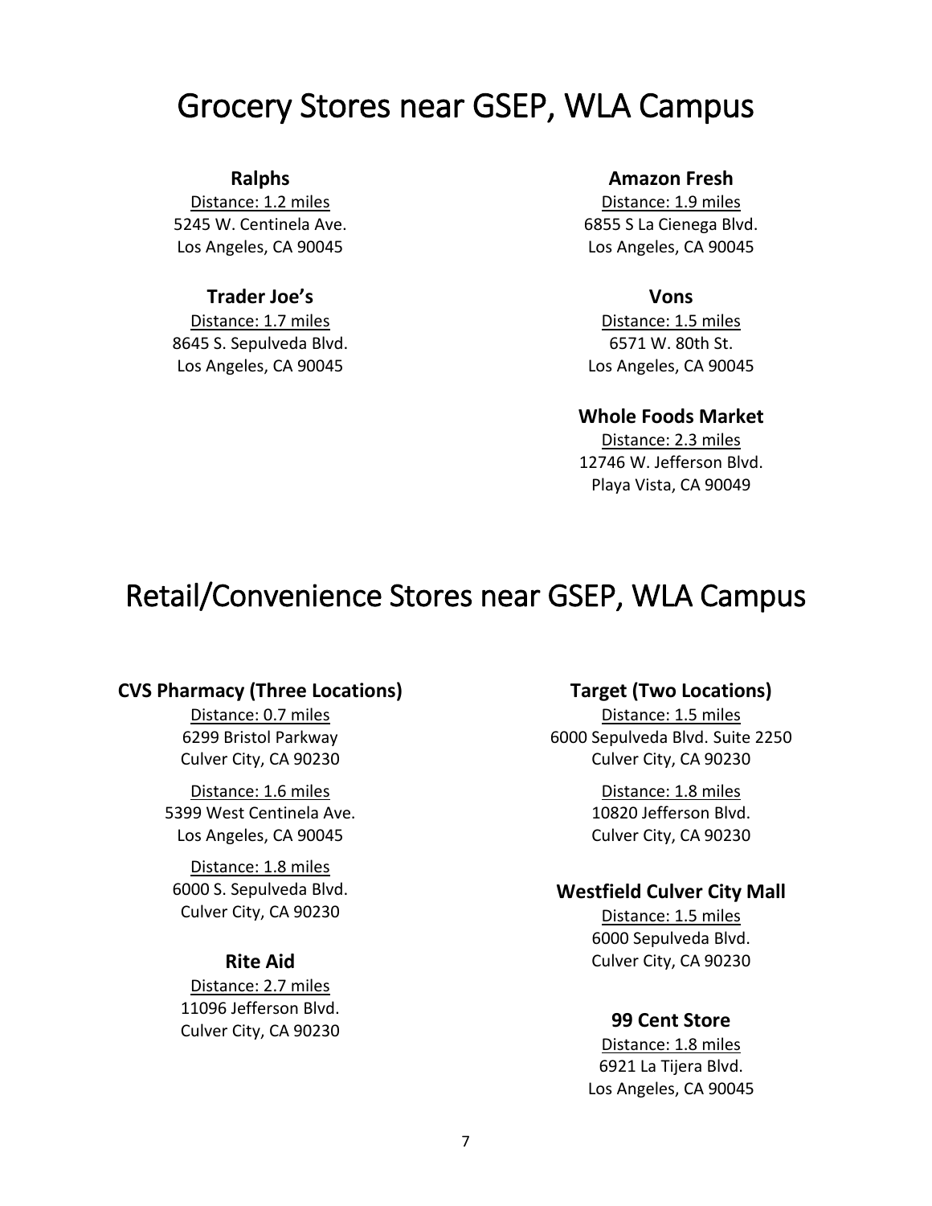# Grocery Stores near GSEP, WLA Campus

**Ralphs**
Distance: 1.2 miles
5245 W. Centinela Ave.
Los Angeles, CA 90045

**Trader Joe's**
Distance: 1.7 miles
8645 S. Sepulveda Blvd.
Los Angeles, CA 90045

**Amazon Fresh**
Distance: 1.9 miles
6855 S La Cienega Blvd.
Los Angeles, CA 90045

**Vons**
Distance: 1.5 miles
6571 W. 80th St.
Los Angeles, CA 90045

**Whole Foods Market**
Distance: 2.3 miles
12746 W. Jefferson Blvd.
Playa Vista, CA 90049

# Retail/Convenience Stores near GSEP, WLA Campus

**CVS Pharmacy (Three Locations)**

Distance: 0.7 miles
6299 Bristol Parkway
Culver City, CA 90230

Distance: 1.6 miles
5399 West Centinela Ave.
Los Angeles, CA 90045

Distance: 1.8 miles
6000 S. Sepulveda Blvd.
Culver City, CA 90230

**Rite Aid**
Distance: 2.7 miles
11096 Jefferson Blvd.
Culver City, CA 90230

**Target (Two Locations)**

Distance: 1.5 miles
6000 Sepulveda Blvd. Suite 2250
Culver City, CA 90230

Distance: 1.8 miles
10820 Jefferson Blvd.
Culver City, CA 90230

**Westfield Culver City Mall**
Distance: 1.5 miles
6000 Sepulveda Blvd.
Culver City, CA 90230

**99 Cent Store**
Distance: 1.8 miles
6921 La Tijera Blvd.
Los Angeles, CA 90045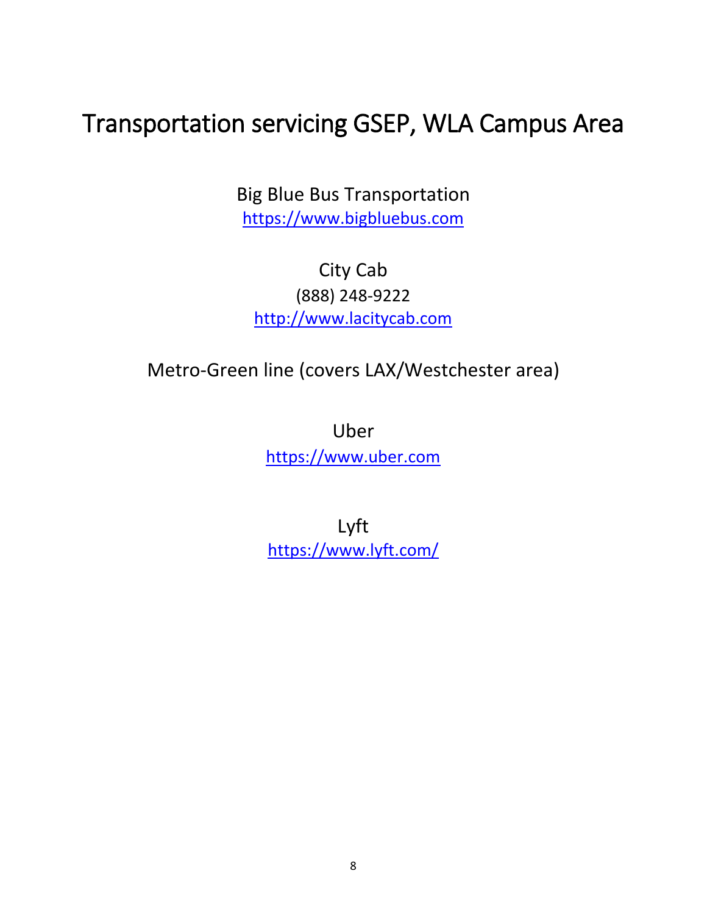# Transportation servicing GSEP, WLA Campus Area

Big Blue Bus Transportation
https://www.bigbluebus.com

City Cab
(888) 248-9222
http://www.lacitycab.com

Metro-Green line (covers LAX/Westchester area)

Uber
https://www.uber.com

Lyft
https://www.lyft.com/